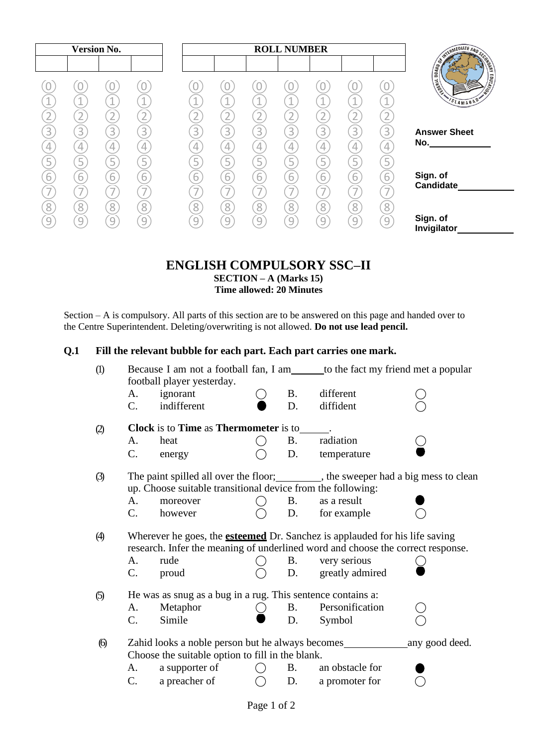| Version No. | | | |
|---|---|---|---|
| | | | |

| ROLL NUMBER | | | | | | |
|---|---|---|---|---|---|---|
| | | | | | | |

Answer Sheet No.____________

Sign. of Candidate___________

Sign. of Invigilator___________

# ENGLISH COMPULSORY SSC–II

**SECTION – A (Marks 15)**
**Time allowed: 20 Minutes**

Section – A is compulsory. All parts of this section are to be answered on this page and handed over to the Centre Superintendent. Deleting/overwriting is not allowed. **Do not use lead pencil.**

**Q.1 Fill the relevant bubble for each part. Each part carries one mark.**

(1) Because I am not a football fan, I am______to the fact my friend met a popular football player yesterday.

| | | | | | |
|---|---|---|---|---|---|
| A. | ignorant | ○ | B. | different | ○ |
| C. | indifferent | ● | D. | diffident | ○ |

(2) **Clock** is to **Time** as **Thermometer** is to______.

| | | | | | |
|---|---|---|---|---|---|
| A. | heat | ○ | B. | radiation | ○ |
| C. | energy | ○ | D. | temperature | ● |

(3) The paint spilled all over the floor;________, the sweeper had a big mess to clean up. Choose suitable transitional device from the following:

| | | | | | |
|---|---|---|---|---|---|
| A. | moreover | ○ | B. | as a result | ● |
| C. | however | ○ | D. | for example | ○ |

(4) Wherever he goes, the **esteemed** Dr. Sanchez is applauded for his life saving research. Infer the meaning of underlined word and choose the correct response.

| | | | | | |
|---|---|---|---|---|---|
| A. | rude | ○ | B. | very serious | ○ |
| C. | proud | ○ | D. | greatly admired | ● |

(5) He was as snug as a bug in a rug. This sentence contains a:

| | | | | | |
|---|---|---|---|---|---|
| A. | Metaphor | ○ | B. | Personification | ○ |
| C. | Simile | ● | D. | Symbol | ○ |

(6) Zahid looks a noble person but he always becomes____________any good deed. Choose the suitable option to fill in the blank.

| | | | | | |
|---|---|---|---|---|---|
| A. | a supporter of | ○ | B. | an obstacle for | ● |
| C. | a preacher of | ○ | D. | a promoter for | ○ |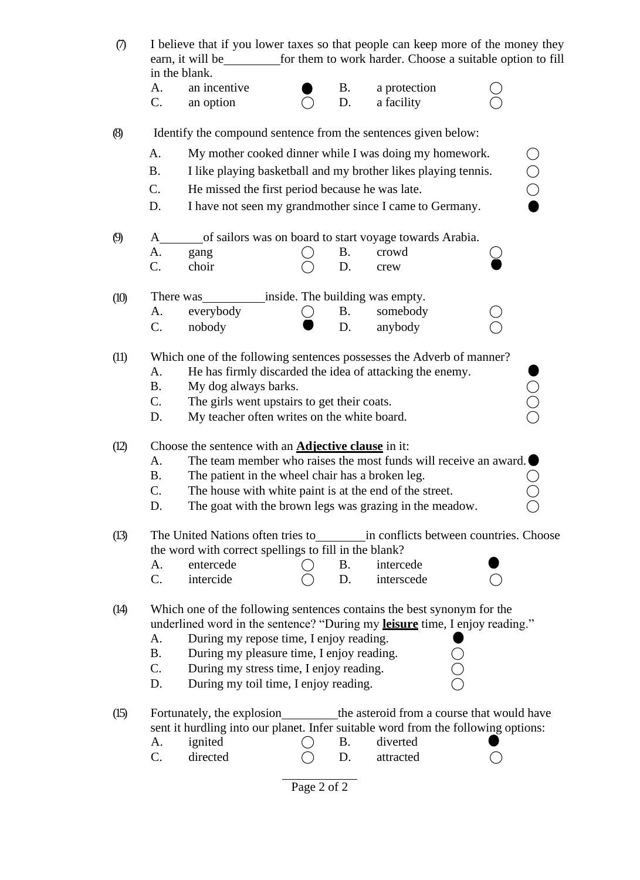(7) I believe that if you lower taxes so that people can keep more of the money they earn, it will be_________for them to work harder. Choose a suitable option to fill in the blank.

A. an incentive ●  B. a protection ○
C. an option ○  D. a facility ○

(8) Identify the compound sentence from the sentences given below:

A. My mother cooked dinner while I was doing my homework. ○
B. I like playing basketball and my brother likes playing tennis. ○
C. He missed the first period because he was late. ○
D. I have not seen my grandmother since I came to Germany. ●

(9) A_______of sailors was on board to start voyage towards Arabia.

A. gang ○  B. crowd ○
C. choir ○  D. crew ●

(10) There was__________inside. The building was empty.

A. everybody ○  B. somebody ○
C. nobody ●  D. anybody ○

(11) Which one of the following sentences possesses the Adverb of manner?

A. He has firmly discarded the idea of attacking the enemy. ●
B. My dog always barks. ○
C. The girls went upstairs to get their coats. ○
D. My teacher often writes on the white board. ○

(12) Choose the sentence with an **Adjective clause** in it:

A. The team member who raises the most funds will receive an award. ●
B. The patient in the wheel chair has a broken leg. ○
C. The house with white paint is at the end of the street. ○
D. The goat with the brown legs was grazing in the meadow. ○

(13) The United Nations often tries to________in conflicts between countries. Choose the word with correct spellings to fill in the blank?

A. entercede ○  B. intercede ●
C. intercide ○  D. interscede ○

(14) Which one of the following sentences contains the best synonym for the underlined word in the sentence? "During my **leisure** time, I enjoy reading."

A. During my repose time, I enjoy reading. ●
B. During my pleasure time, I enjoy reading. ○
C. During my stress time, I enjoy reading. ○
D. During my toil time, I enjoy reading. ○

(15) Fortunately, the explosion_________the asteroid from a course that would have sent it hurdling into our planet. Infer suitable word from the following options:

A. ignited ○  B. diverted ●
C. directed ○  D. attracted ○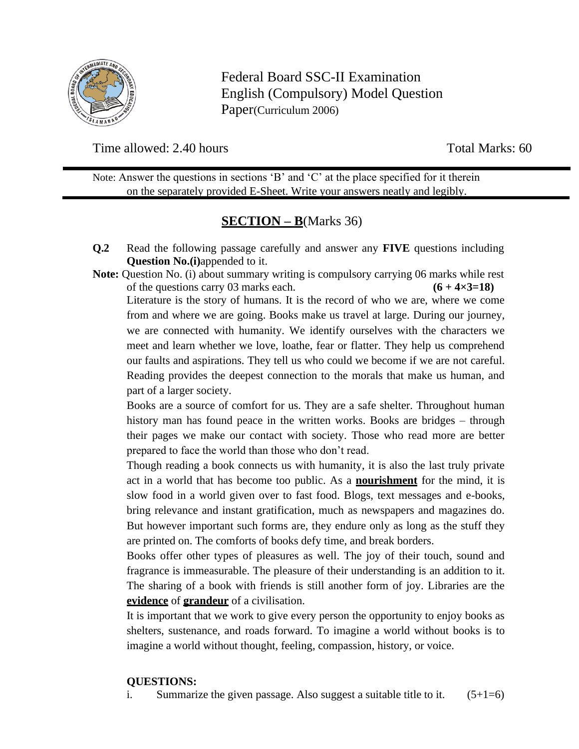Federal Board SSC-II Examination
English (Compulsory) Model Question Paper(Curriculum 2006)

Time allowed: 2.40 hours Total Marks: 60

Note: Answer the questions in sections 'B' and 'C' at the place specified for it therein on the separately provided E-Sheet. Write your answers neatly and legibly.

## <u>SECTION – B</u>(Marks 36)

**Q.2** Read the following passage carefully and answer any **FIVE** questions including **Question No.(i)** appended to it.

**Note:** Question No. (i) about summary writing is compulsory carrying 06 marks while rest of the questions carry 03 marks each. **(6 + 4×3=18)**

Literature is the story of humans. It is the record of who we are, where we come from and where we are going. Books make us travel at large. During our journey, we are connected with humanity. We identify ourselves with the characters we meet and learn whether we love, loathe, fear or flatter. They help us comprehend our faults and aspirations. They tell us who could we become if we are not careful. Reading provides the deepest connection to the morals that make us human, and part of a larger society.

Books are a source of comfort for us. They are a safe shelter. Throughout human history man has found peace in the written works. Books are bridges – through their pages we make our contact with society. Those who read more are better prepared to face the world than those who don't read.

Though reading a book connects us with humanity, it is also the last truly private act in a world that has become too public. As a **<u>nourishment</u>** for the mind, it is slow food in a world given over to fast food. Blogs, text messages and e-books, bring relevance and instant gratification, much as newspapers and magazines do. But however important such forms are, they endure only as long as the stuff they are printed on. The comforts of books defy time, and break borders.

Books offer other types of pleasures as well. The joy of their touch, sound and fragrance is immeasurable. The pleasure of their understanding is an addition to it. The sharing of a book with friends is still another form of joy. Libraries are the **<u>evidence</u>** of **<u>grandeur</u>** of a civilisation.

It is important that we work to give every person the opportunity to enjoy books as shelters, sustenance, and roads forward. To imagine a world without books is to imagine a world without thought, feeling, compassion, history, or voice.

**QUESTIONS:**

i. Summarize the given passage. Also suggest a suitable title to it. (5+1=6)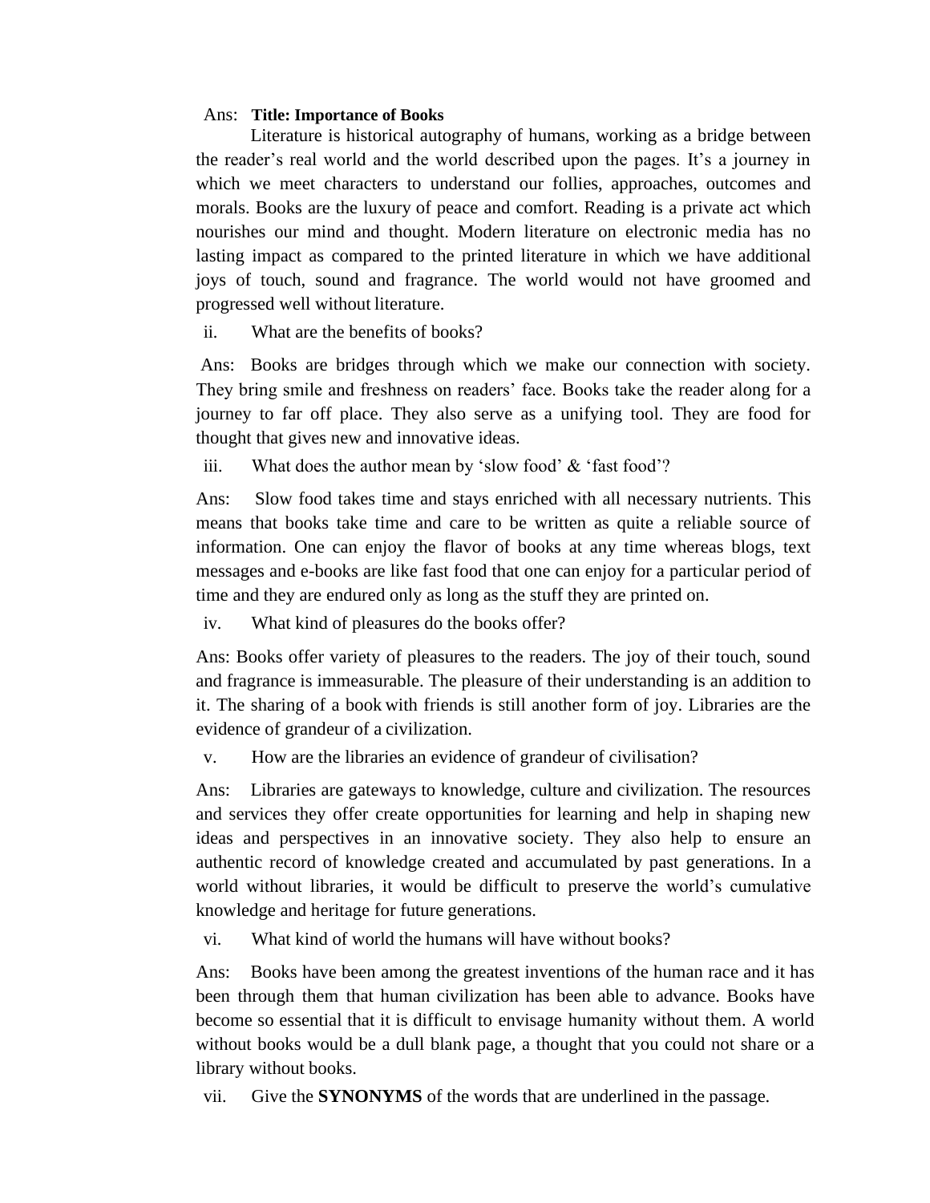Ans: **Title: Importance of Books**

Literature is historical autography of humans, working as a bridge between the reader's real world and the world described upon the pages. It's a journey in which we meet characters to understand our follies, approaches, outcomes and morals. Books are the luxury of peace and comfort. Reading is a private act which nourishes our mind and thought. Modern literature on electronic media has no lasting impact as compared to the printed literature in which we have additional joys of touch, sound and fragrance. The world would not have groomed and progressed well without literature.

ii. What are the benefits of books?

Ans: Books are bridges through which we make our connection with society. They bring smile and freshness on readers' face. Books take the reader along for a journey to far off place. They also serve as a unifying tool. They are food for thought that gives new and innovative ideas.

iii. What does the author mean by 'slow food' & 'fast food'?

Ans: Slow food takes time and stays enriched with all necessary nutrients. This means that books take time and care to be written as quite a reliable source of information. One can enjoy the flavor of books at any time whereas blogs, text messages and e-books are like fast food that one can enjoy for a particular period of time and they are endured only as long as the stuff they are printed on.

iv. What kind of pleasures do the books offer?

Ans: Books offer variety of pleasures to the readers. The joy of their touch, sound and fragrance is immeasurable. The pleasure of their understanding is an addition to it. The sharing of a book with friends is still another form of joy. Libraries are the evidence of grandeur of a civilization.

v. How are the libraries an evidence of grandeur of civilisation?

Ans: Libraries are gateways to knowledge, culture and civilization. The resources and services they offer create opportunities for learning and help in shaping new ideas and perspectives in an innovative society. They also help to ensure an authentic record of knowledge created and accumulated by past generations. In a world without libraries, it would be difficult to preserve the world's cumulative knowledge and heritage for future generations.

vi. What kind of world the humans will have without books?

Ans: Books have been among the greatest inventions of the human race and it has been through them that human civilization has been able to advance. Books have become so essential that it is difficult to envisage humanity without them. A world without books would be a dull blank page, a thought that you could not share or a library without books.

vii. Give the **SYNONYMS** of the words that are underlined in the passage.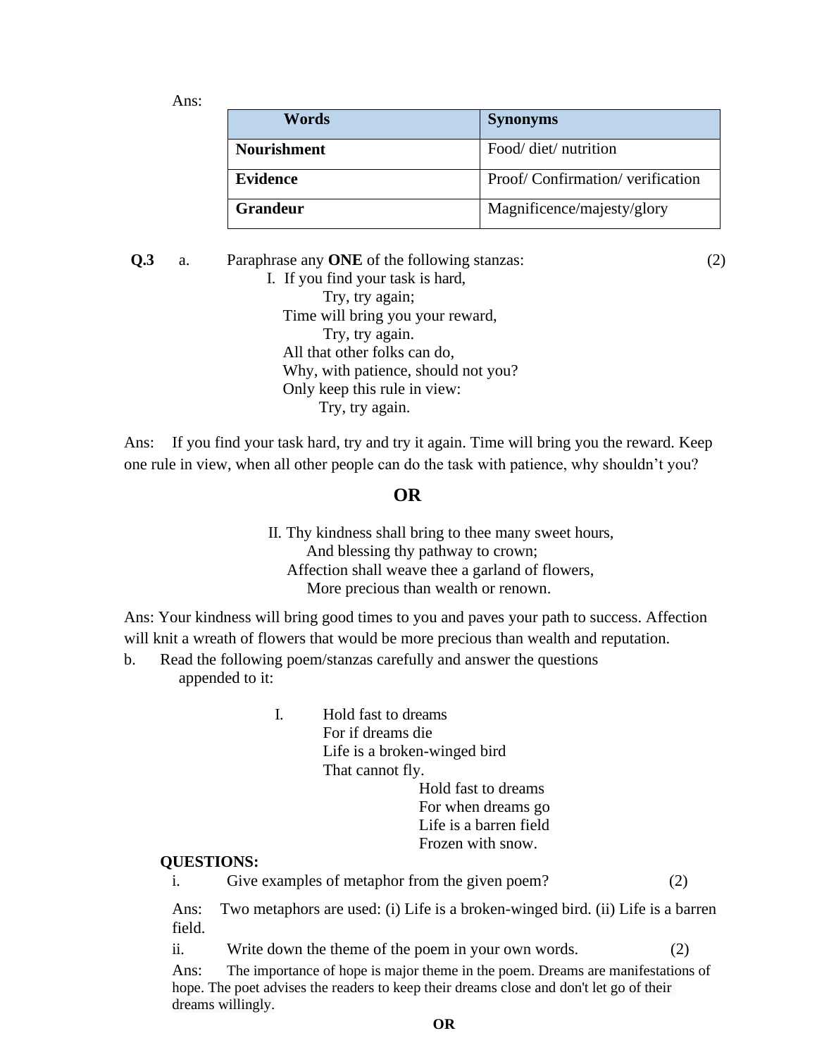Ans:

| Words | Synonyms |
|---|---|
| **Nourishment** | Food/ diet/ nutrition |
| **Evidence** | Proof/ Confirmation/ verification |
| **Grandeur** | Magnificence/majesty/glory |

**Q.3** a. Paraphrase any **ONE** of the following stanzas: (2)

I. If you find your task is hard,
Try, try again;
Time will bring you your reward,
Try, try again.
All that other folks can do,
Why, with patience, should not you?
Only keep this rule in view:
Try, try again.

Ans: If you find your task hard, try and try it again. Time will bring you the reward. Keep one rule in view, when all other people can do the task with patience, why shouldn't you?

**OR**

II. Thy kindness shall bring to thee many sweet hours,
And blessing thy pathway to crown;
Affection shall weave thee a garland of flowers,
More precious than wealth or renown.

Ans: Your kindness will bring good times to you and paves your path to success. Affection will knit a wreath of flowers that would be more precious than wealth and reputation.

b. Read the following poem/stanzas carefully and answer the questions appended to it:

I. Hold fast to dreams
For if dreams die
Life is a broken-winged bird
That cannot fly.
Hold fast to dreams
For when dreams go
Life is a barren field
Frozen with snow.

**QUESTIONS:**

i. Give examples of metaphor from the given poem? (2)

Ans: Two metaphors are used: (i) Life is a broken-winged bird. (ii) Life is a barren field.

ii. Write down the theme of the poem in your own words. (2)

Ans: The importance of hope is major theme in the poem. Dreams are manifestations of hope. The poet advises the readers to keep their dreams close and don't let go of their dreams willingly.

**OR**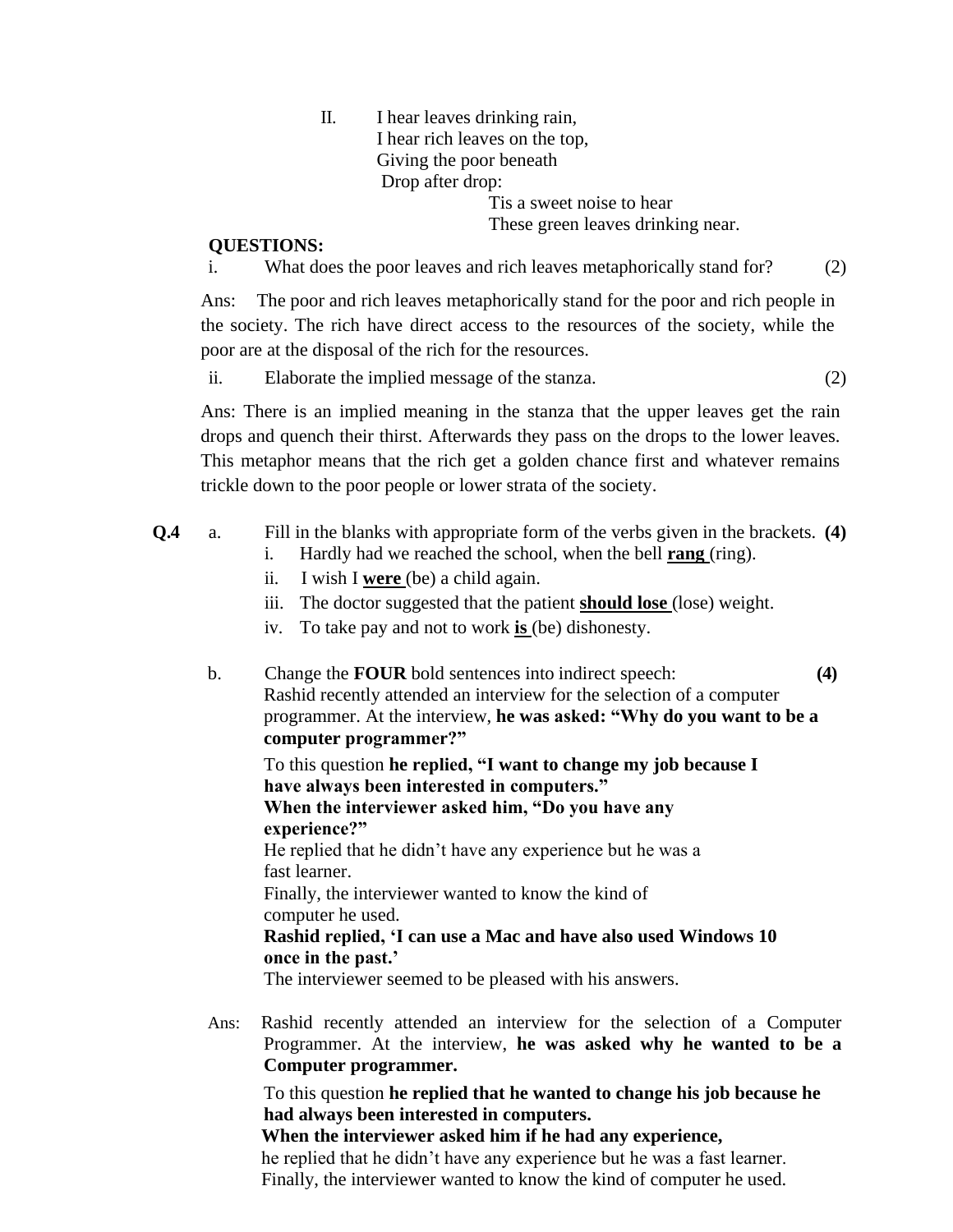II. I hear leaves drinking rain,
I hear rich leaves on the top,
Giving the poor beneath
Drop after drop:
Tis a sweet noise to hear
These green leaves drinking near.

**QUESTIONS:**

i. What does the poor leaves and rich leaves metaphorically stand for? (2)

Ans: The poor and rich leaves metaphorically stand for the poor and rich people in the society. The rich have direct access to the resources of the society, while the poor are at the disposal of the rich for the resources.

ii. Elaborate the implied message of the stanza. (2)

Ans: There is an implied meaning in the stanza that the upper leaves get the rain drops and quench their thirst. Afterwards they pass on the drops to the lower leaves. This metaphor means that the rich get a golden chance first and whatever remains trickle down to the poor people or lower strata of the society.

**Q.4** a. Fill in the blanks with appropriate form of the verbs given in the brackets. **(4)**

i. Hardly had we reached the school, when the bell **rang** (ring).
ii. I wish I **were** (be) a child again.
iii. The doctor suggested that the patient **should lose** (lose) weight.
iv. To take pay and not to work **is** (be) dishonesty.

b. Change the **FOUR** bold sentences into indirect speech: **(4)**

Rashid recently attended an interview for the selection of a computer programmer. At the interview, **he was asked: "Why do you want to be a computer programmer?"**

To this question **he replied, "I want to change my job because I have always been interested in computers."**
**When the interviewer asked him, "Do you have any experience?"**
He replied that he didn't have any experience but he was a fast learner.
Finally, the interviewer wanted to know the kind of computer he used.
**Rashid replied, 'I can use a Mac and have also used Windows 10 once in the past.'**
The interviewer seemed to be pleased with his answers.

Ans: Rashid recently attended an interview for the selection of a Computer Programmer. At the interview, **he was asked why he wanted to be a Computer programmer.**

To this question **he replied that he wanted to change his job because he had always been interested in computers.**
**When the interviewer asked him if he had any experience,**
he replied that he didn't have any experience but he was a fast learner.
Finally, the interviewer wanted to know the kind of computer he used.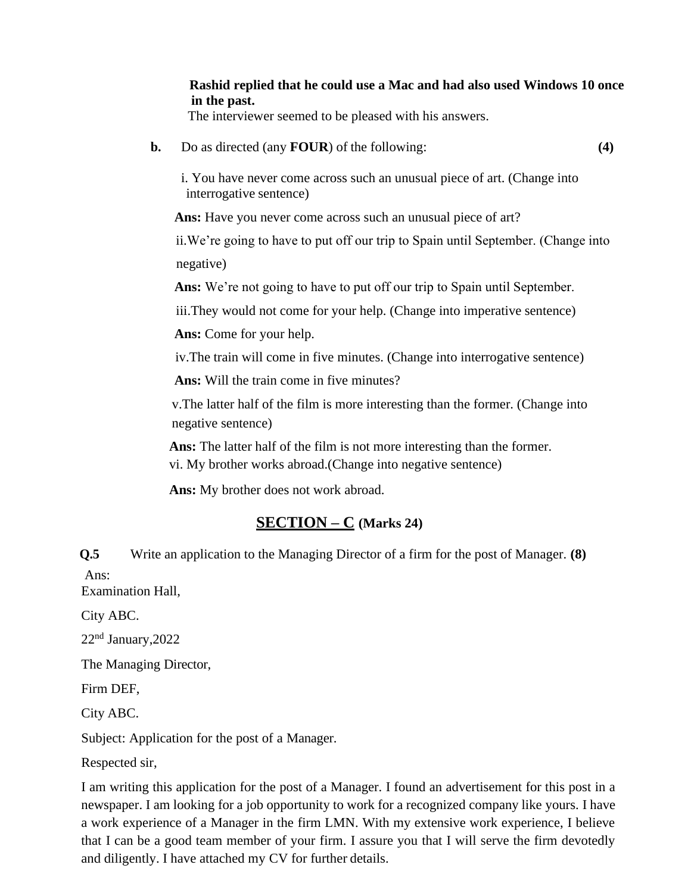**Rashid replied that he could use a Mac and had also used Windows 10 once in the past.**
The interviewer seemed to be pleased with his answers.

**b.** Do as directed (any **FOUR**) of the following: **(4)**

i. You have never come across such an unusual piece of art. (Change into interrogative sentence)

**Ans:** Have you never come across such an unusual piece of art?

ii.We're going to have to put off our trip to Spain until September. (Change into negative)

**Ans:** We're not going to have to put off our trip to Spain until September.

iii.They would not come for your help. (Change into imperative sentence)

**Ans:** Come for your help.

iv.The train will come in five minutes. (Change into interrogative sentence)

**Ans:** Will the train come in five minutes?

v.The latter half of the film is more interesting than the former. (Change into negative sentence)

**Ans:** The latter half of the film is not more interesting than the former.

vi. My brother works abroad.(Change into negative sentence)

**Ans:** My brother does not work abroad.

## SECTION – C (Marks 24)

**Q.5** Write an application to the Managing Director of a firm for the post of Manager. **(8)**

Ans:

Examination Hall,

City ABC.

22nd January,2022

The Managing Director,

Firm DEF,

City ABC.

Subject: Application for the post of a Manager.

Respected sir,

I am writing this application for the post of a Manager. I found an advertisement for this post in a newspaper. I am looking for a job opportunity to work for a recognized company like yours. I have a work experience of a Manager in the firm LMN. With my extensive work experience, I believe that I can be a good team member of your firm. I assure you that I will serve the firm devotedly and diligently. I have attached my CV for further details.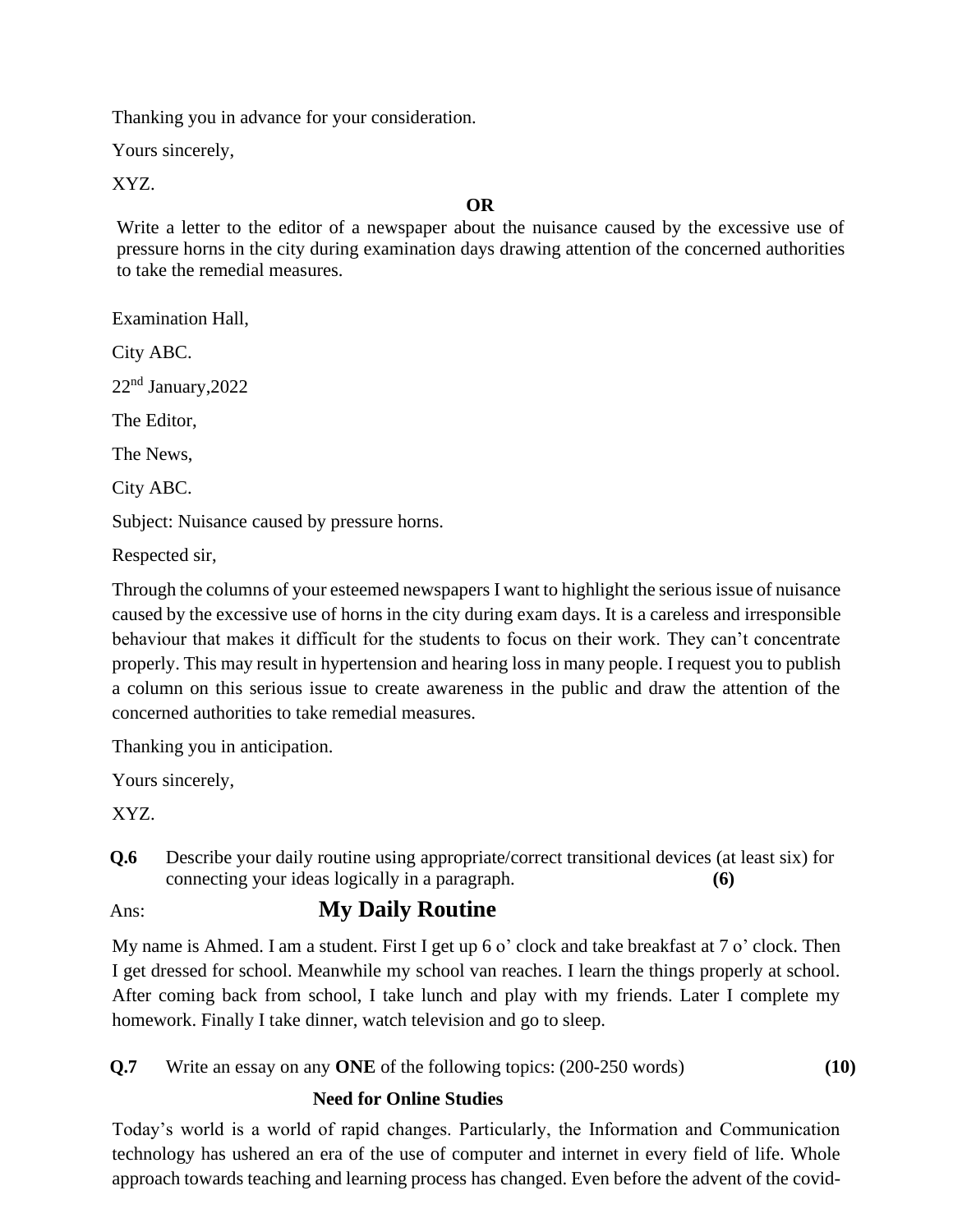Thanking you in advance for your consideration.

Yours sincerely,

XYZ.

**OR**

Write a letter to the editor of a newspaper about the nuisance caused by the excessive use of pressure horns in the city during examination days drawing attention of the concerned authorities to take the remedial measures.

Examination Hall,

City ABC.

22nd January,2022

The Editor,

The News,

City ABC.

Subject: Nuisance caused by pressure horns.

Respected sir,

Through the columns of your esteemed newspapers I want to highlight the serious issue of nuisance caused by the excessive use of horns in the city during exam days. It is a careless and irresponsible behaviour that makes it difficult for the students to focus on their work. They can't concentrate properly. This may result in hypertension and hearing loss in many people. I request you to publish a column on this serious issue to create awareness in the public and draw the attention of the concerned authorities to take remedial measures.

Thanking you in anticipation.

Yours sincerely,

XYZ.

**Q.6** Describe your daily routine using appropriate/correct transitional devices (at least six) for connecting your ideas logically in a paragraph. **(6)**

Ans:

## My Daily Routine

My name is Ahmed. I am a student. First I get up 6 o' clock and take breakfast at 7 o' clock. Then I get dressed for school. Meanwhile my school van reaches. I learn the things properly at school. After coming back from school, I take lunch and play with my friends. Later I complete my homework. Finally I take dinner, watch television and go to sleep.

**Q.7** Write an essay on any **ONE** of the following topics: (200-250 words) **(10)**

### Need for Online Studies

Today's world is a world of rapid changes. Particularly, the Information and Communication technology has ushered an era of the use of computer and internet in every field of life. Whole approach towards teaching and learning process has changed. Even before the advent of the covid-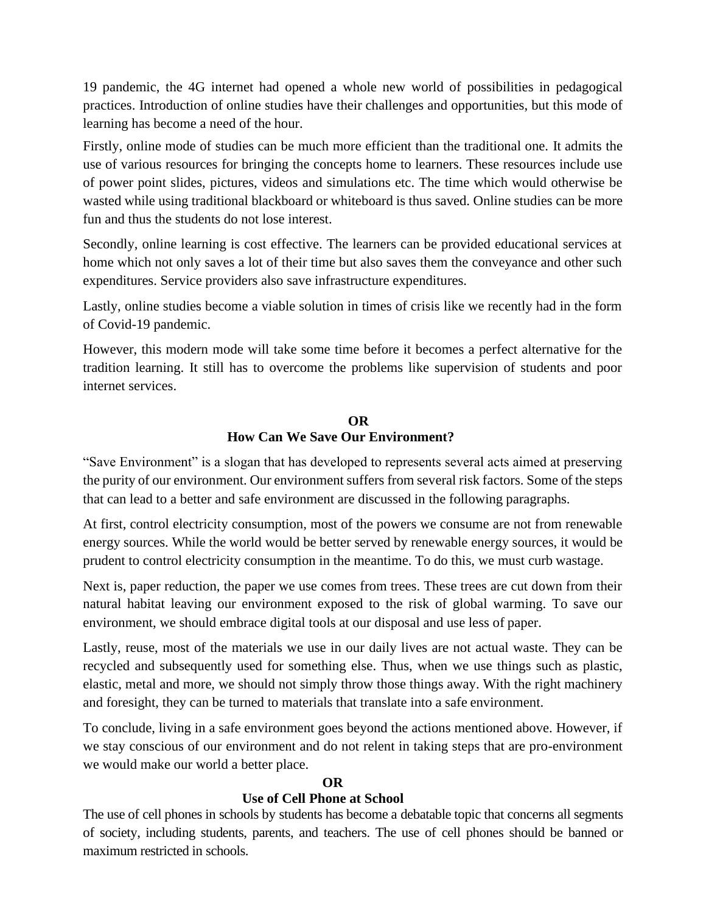19 pandemic, the 4G internet had opened a whole new world of possibilities in pedagogical practices. Introduction of online studies have their challenges and opportunities, but this mode of learning has become a need of the hour.

Firstly, online mode of studies can be much more efficient than the traditional one. It admits the use of various resources for bringing the concepts home to learners. These resources include use of power point slides, pictures, videos and simulations etc. The time which would otherwise be wasted while using traditional blackboard or whiteboard is thus saved. Online studies can be more fun and thus the students do not lose interest.

Secondly, online learning is cost effective. The learners can be provided educational services at home which not only saves a lot of their time but also saves them the conveyance and other such expenditures. Service providers also save infrastructure expenditures.

Lastly, online studies become a viable solution in times of crisis like we recently had in the form of Covid-19 pandemic.

However, this modern mode will take some time before it becomes a perfect alternative for the tradition learning. It still has to overcome the problems like supervision of students and poor internet services.

**OR**

**How Can We Save Our Environment?**

"Save Environment" is a slogan that has developed to represents several acts aimed at preserving the purity of our environment. Our environment suffers from several risk factors. Some of the steps that can lead to a better and safe environment are discussed in the following paragraphs.

At first, control electricity consumption, most of the powers we consume are not from renewable energy sources. While the world would be better served by renewable energy sources, it would be prudent to control electricity consumption in the meantime. To do this, we must curb wastage.

Next is, paper reduction, the paper we use comes from trees. These trees are cut down from their natural habitat leaving our environment exposed to the risk of global warming. To save our environment, we should embrace digital tools at our disposal and use less of paper.

Lastly, reuse, most of the materials we use in our daily lives are not actual waste. They can be recycled and subsequently used for something else. Thus, when we use things such as plastic, elastic, metal and more, we should not simply throw those things away. With the right machinery and foresight, they can be turned to materials that translate into a safe environment.

To conclude, living in a safe environment goes beyond the actions mentioned above. However, if we stay conscious of our environment and do not relent in taking steps that are pro-environment we would make our world a better place.

**OR**

**Use of Cell Phone at School**

The use of cell phones in schools by students has become a debatable topic that concerns all segments of society, including students, parents, and teachers. The use of cell phones should be banned or maximum restricted in schools.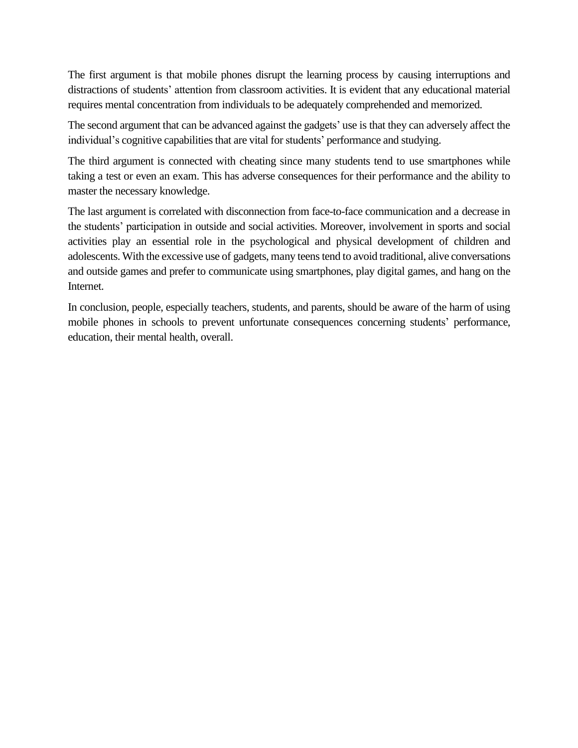The first argument is that mobile phones disrupt the learning process by causing interruptions and distractions of students' attention from classroom activities. It is evident that any educational material requires mental concentration from individuals to be adequately comprehended and memorized.

The second argument that can be advanced against the gadgets' use is that they can adversely affect the individual's cognitive capabilities that are vital for students' performance and studying.

The third argument is connected with cheating since many students tend to use smartphones while taking a test or even an exam. This has adverse consequences for their performance and the ability to master the necessary knowledge.

The last argument is correlated with disconnection from face-to-face communication and a decrease in the students' participation in outside and social activities. Moreover, involvement in sports and social activities play an essential role in the psychological and physical development of children and adolescents. With the excessive use of gadgets, many teens tend to avoid traditional, alive conversations and outside games and prefer to communicate using smartphones, play digital games, and hang on the Internet.

In conclusion, people, especially teachers, students, and parents, should be aware of the harm of using mobile phones in schools to prevent unfortunate consequences concerning students' performance, education, their mental health, overall.